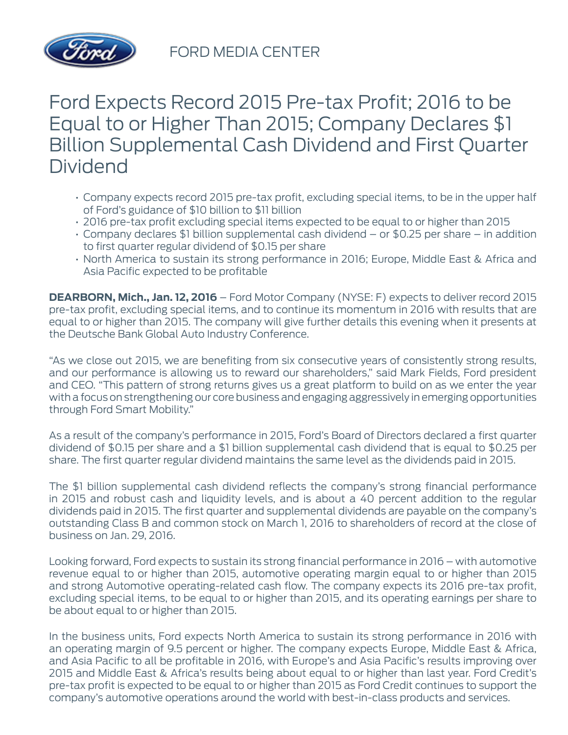FORD MEDIA CENTER

# Ford Expects Record 2015 Pre-tax Profit; 2016 to be Equal to or Higher Than 2015; Company Declares $1 Billion Supplemental Cash Dividend and First Quarter Dividend

- Company expects record 2015 pre-tax profit, excluding special items, to be in the upper half of Ford's guidance of $10 billion to $11 billion
- 2016 pre-tax profit excluding special items expected to be equal to or higher than 2015
- Company declares $1 billion supplemental cash dividend – or $0.25 per share – in addition to first quarter regular dividend of $0.15 per share
- North America to sustain its strong performance in 2016; Europe, Middle East & Africa and Asia Pacific expected to be profitable

**DEARBORN, Mich., Jan. 12, 2016** – Ford Motor Company (NYSE: F) expects to deliver record 2015 pre-tax profit, excluding special items, and to continue its momentum in 2016 with results that are equal to or higher than 2015. The company will give further details this evening when it presents at the Deutsche Bank Global Auto Industry Conference.

"As we close out 2015, we are benefiting from six consecutive years of consistently strong results, and our performance is allowing us to reward our shareholders," said Mark Fields, Ford president and CEO. "This pattern of strong returns gives us a great platform to build on as we enter the year with a focus on strengthening our core business and engaging aggressively in emerging opportunities through Ford Smart Mobility."

As a result of the company's performance in 2015, Ford's Board of Directors declared a first quarter dividend of $0.15 per share and a $1 billion supplemental cash dividend that is equal to $0.25 per share. The first quarter regular dividend maintains the same level as the dividends paid in 2015.

The $1 billion supplemental cash dividend reflects the company's strong financial performance in 2015 and robust cash and liquidity levels, and is about a 40 percent addition to the regular dividends paid in 2015. The first quarter and supplemental dividends are payable on the company's outstanding Class B and common stock on March 1, 2016 to shareholders of record at the close of business on Jan. 29, 2016.

Looking forward, Ford expects to sustain its strong financial performance in 2016 – with automotive revenue equal to or higher than 2015, automotive operating margin equal to or higher than 2015 and strong Automotive operating-related cash flow. The company expects its 2016 pre-tax profit, excluding special items, to be equal to or higher than 2015, and its operating earnings per share to be about equal to or higher than 2015.

In the business units, Ford expects North America to sustain its strong performance in 2016 with an operating margin of 9.5 percent or higher. The company expects Europe, Middle East & Africa, and Asia Pacific to all be profitable in 2016, with Europe's and Asia Pacific's results improving over 2015 and Middle East & Africa's results being about equal to or higher than last year. Ford Credit's pre-tax profit is expected to be equal to or higher than 2015 as Ford Credit continues to support the company's automotive operations around the world with best-in-class products and services.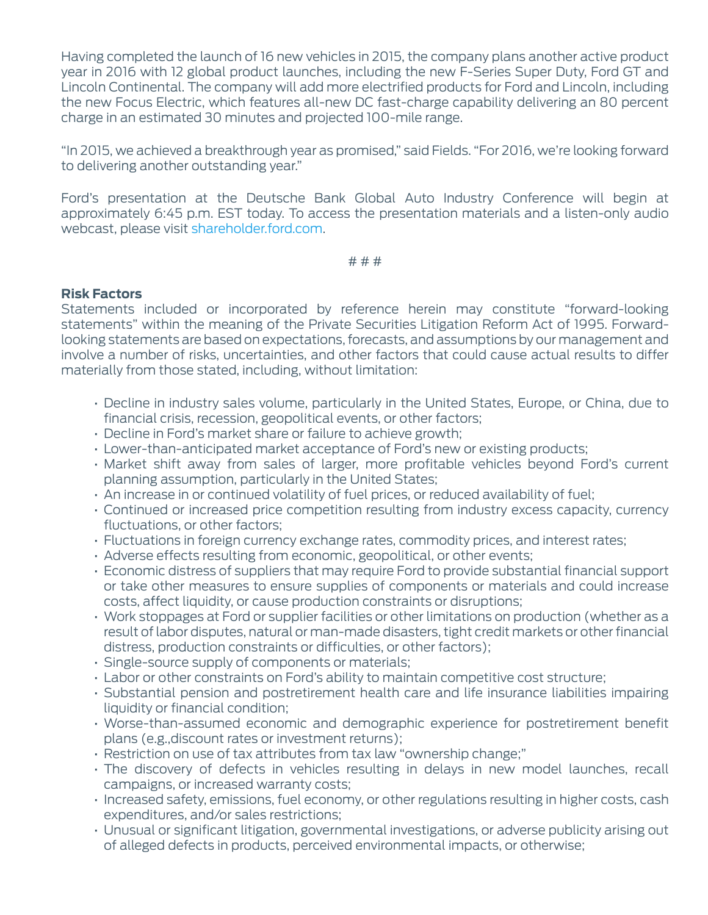Having completed the launch of 16 new vehicles in 2015, the company plans another active product year in 2016 with 12 global product launches, including the new F-Series Super Duty, Ford GT and Lincoln Continental. The company will add more electrified products for Ford and Lincoln, including the new Focus Electric, which features all-new DC fast-charge capability delivering an 80 percent charge in an estimated 30 minutes and projected 100-mile range.

"In 2015, we achieved a breakthrough year as promised," said Fields. "For 2016, we're looking forward to delivering another outstanding year."

Ford's presentation at the Deutsche Bank Global Auto Industry Conference will begin at approximately 6:45 p.m. EST today. To access the presentation materials and a listen-only audio webcast, please visit shareholder.ford.com.

# # #

**Risk Factors**

Statements included or incorporated by reference herein may constitute "forward-looking statements" within the meaning of the Private Securities Litigation Reform Act of 1995. Forward-looking statements are based on expectations, forecasts, and assumptions by our management and involve a number of risks, uncertainties, and other factors that could cause actual results to differ materially from those stated, including, without limitation:

- Decline in industry sales volume, particularly in the United States, Europe, or China, due to financial crisis, recession, geopolitical events, or other factors;
- Decline in Ford's market share or failure to achieve growth;
- Lower-than-anticipated market acceptance of Ford's new or existing products;
- Market shift away from sales of larger, more profitable vehicles beyond Ford's current planning assumption, particularly in the United States;
- An increase in or continued volatility of fuel prices, or reduced availability of fuel;
- Continued or increased price competition resulting from industry excess capacity, currency fluctuations, or other factors;
- Fluctuations in foreign currency exchange rates, commodity prices, and interest rates;
- Adverse effects resulting from economic, geopolitical, or other events;
- Economic distress of suppliers that may require Ford to provide substantial financial support or take other measures to ensure supplies of components or materials and could increase costs, affect liquidity, or cause production constraints or disruptions;
- Work stoppages at Ford or supplier facilities or other limitations on production (whether as a result of labor disputes, natural or man-made disasters, tight credit markets or other financial distress, production constraints or difficulties, or other factors);
- Single-source supply of components or materials;
- Labor or other constraints on Ford's ability to maintain competitive cost structure;
- Substantial pension and postretirement health care and life insurance liabilities impairing liquidity or financial condition;
- Worse-than-assumed economic and demographic experience for postretirement benefit plans (e.g.,discount rates or investment returns);
- Restriction on use of tax attributes from tax law "ownership change;"
- The discovery of defects in vehicles resulting in delays in new model launches, recall campaigns, or increased warranty costs;
- Increased safety, emissions, fuel economy, or other regulations resulting in higher costs, cash expenditures, and/or sales restrictions;
- Unusual or significant litigation, governmental investigations, or adverse publicity arising out of alleged defects in products, perceived environmental impacts, or otherwise;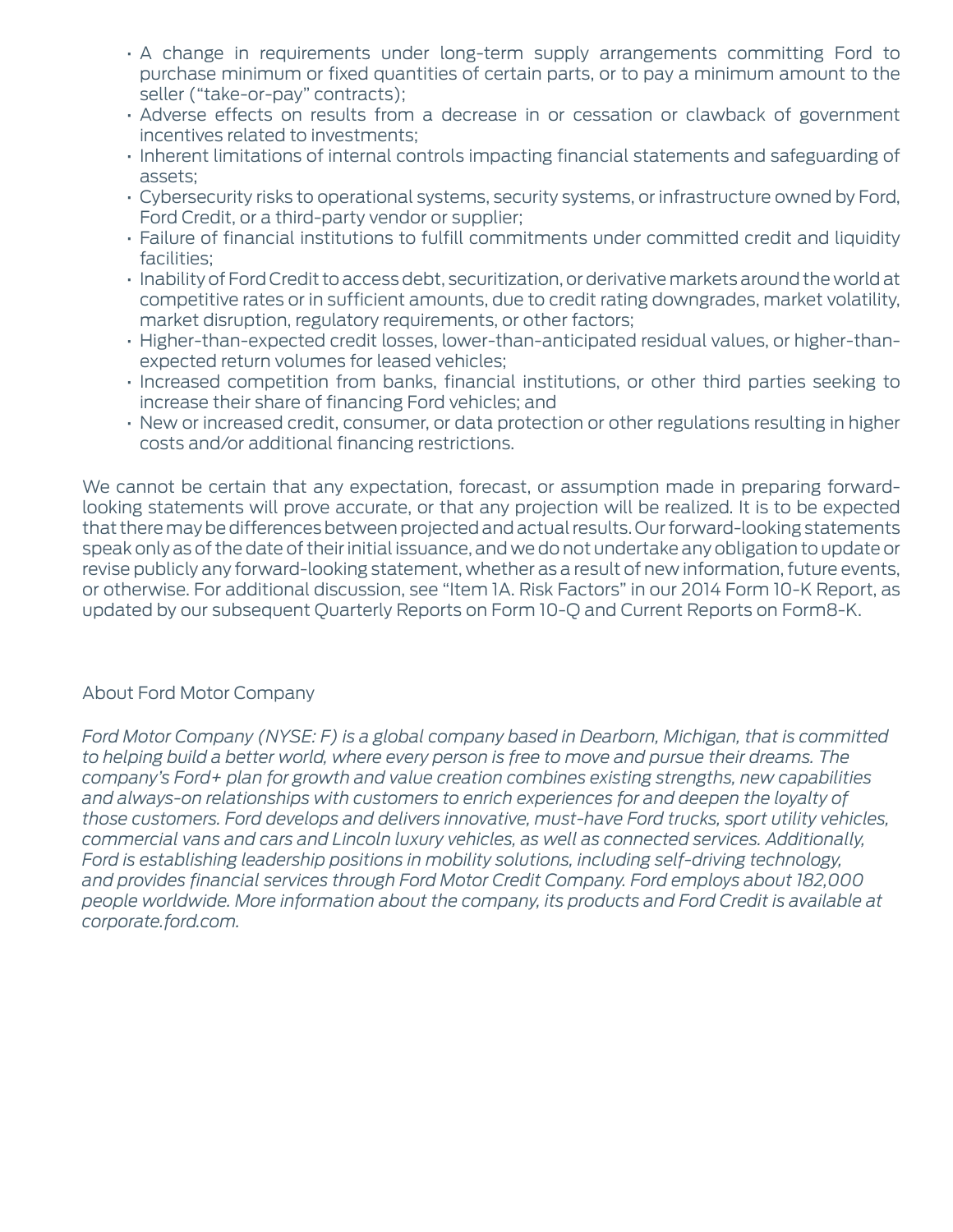- A change in requirements under long-term supply arrangements committing Ford to purchase minimum or fixed quantities of certain parts, or to pay a minimum amount to the seller ("take-or-pay" contracts);
- Adverse effects on results from a decrease in or cessation or clawback of government incentives related to investments;
- Inherent limitations of internal controls impacting financial statements and safeguarding of assets;
- Cybersecurity risks to operational systems, security systems, or infrastructure owned by Ford, Ford Credit, or a third-party vendor or supplier;
- Failure of financial institutions to fulfill commitments under committed credit and liquidity facilities;
- Inability of Ford Credit to access debt, securitization, or derivative markets around the world at competitive rates or in sufficient amounts, due to credit rating downgrades, market volatility, market disruption, regulatory requirements, or other factors;
- Higher-than-expected credit losses, lower-than-anticipated residual values, or higher-than-expected return volumes for leased vehicles;
- Increased competition from banks, financial institutions, or other third parties seeking to increase their share of financing Ford vehicles; and
- New or increased credit, consumer, or data protection or other regulations resulting in higher costs and/or additional financing restrictions.

We cannot be certain that any expectation, forecast, or assumption made in preparing forward-looking statements will prove accurate, or that any projection will be realized. It is to be expected that there may be differences between projected and actual results. Our forward-looking statements speak only as of the date of their initial issuance, and we do not undertake any obligation to update or revise publicly any forward-looking statement, whether as a result of new information, future events, or otherwise. For additional discussion, see "Item 1A. Risk Factors" in our 2014 Form 10-K Report, as updated by our subsequent Quarterly Reports on Form 10-Q and Current Reports on Form8-K.

## About Ford Motor Company

*Ford Motor Company (NYSE: F) is a global company based in Dearborn, Michigan, that is committed to helping build a better world, where every person is free to move and pursue their dreams. The company's Ford+ plan for growth and value creation combines existing strengths, new capabilities and always-on relationships with customers to enrich experiences for and deepen the loyalty of those customers. Ford develops and delivers innovative, must-have Ford trucks, sport utility vehicles, commercial vans and cars and Lincoln luxury vehicles, as well as connected services. Additionally, Ford is establishing leadership positions in mobility solutions, including self-driving technology, and provides financial services through Ford Motor Credit Company. Ford employs about 182,000 people worldwide. More information about the company, its products and Ford Credit is available at corporate.ford.com.*